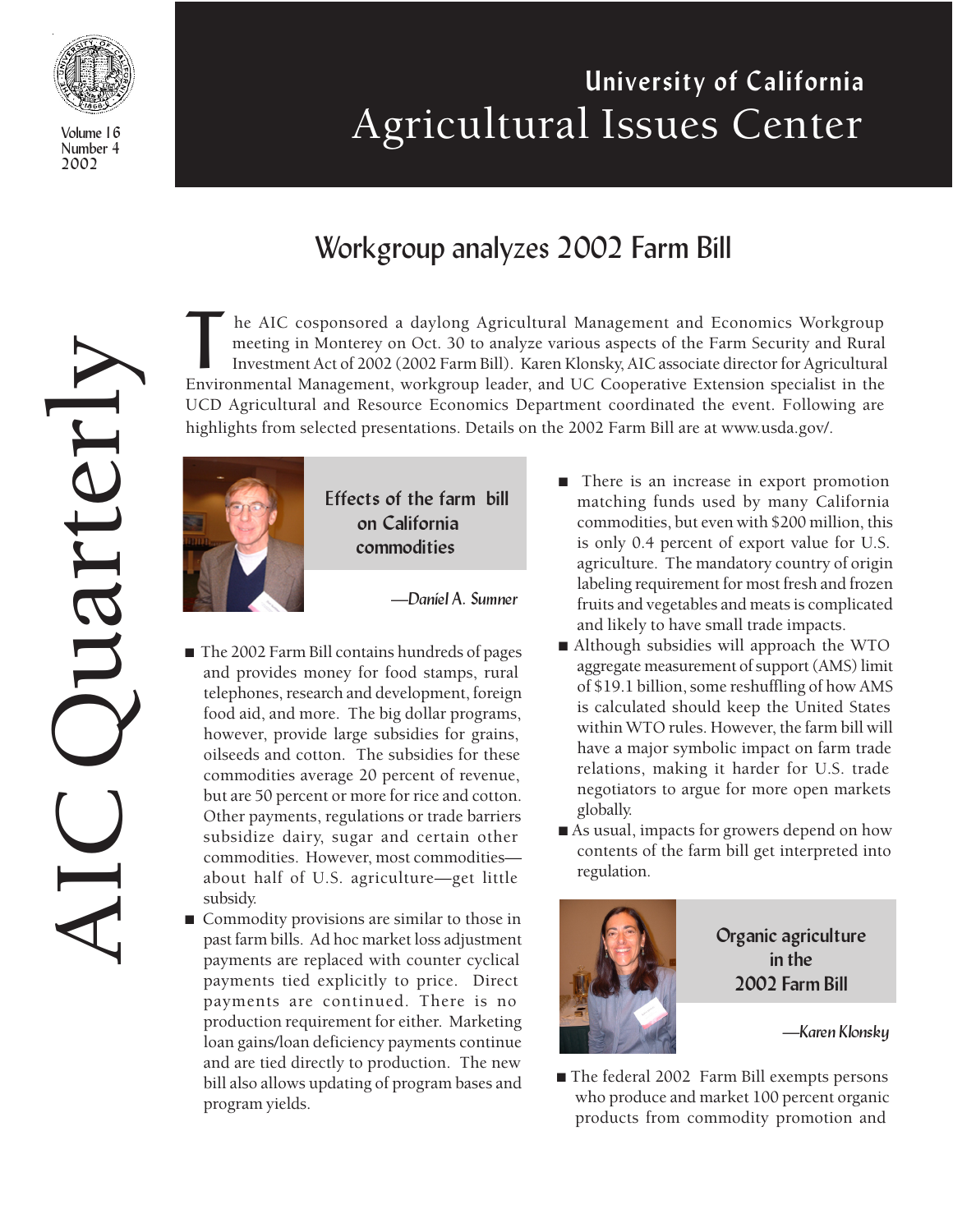# University of California Agricultural Issues Center

AIC Quarterly

Volume 16
Number 4
2002

## Workgroup analyzes 2002 Farm Bill

The AIC cosponsored a daylong Agricultural Management and Economics Workgroup meeting in Monterey on Oct. 30 to analyze various aspects of the Farm Security and Rural Investment Act of 2002 (2002 Farm Bill). Karen Klonsky, AIC associate director for Agricultural Environmental Management, workgroup leader, and UC Cooperative Extension specialist in the UCD Agricultural and Resource Economics Department coordinated the event. Following are highlights from selected presentations. Details on the 2002 Farm Bill are at www.usda.gov/.

### Effects of the farm bill on California commodities

*—Daniel A. Sumner*

- The 2002 Farm Bill contains hundreds of pages and provides money for food stamps, rural telephones, research and development, foreign food aid, and more. The big dollar programs, however, provide large subsidies for grains, oilseeds and cotton. The subsidies for these commodities average 20 percent of revenue, but are 50 percent or more for rice and cotton. Other payments, regulations or trade barriers subsidize dairy, sugar and certain other commodities. However, most commodities—about half of U.S. agriculture—get little subsidy.
- Commodity provisions are similar to those in past farm bills. Ad hoc market loss adjustment payments are replaced with counter cyclical payments tied explicitly to price. Direct payments are continued. There is no production requirement for either. Marketing loan gains/loan deficiency payments continue and are tied directly to production. The new bill also allows updating of program bases and program yields.
- There is an increase in export promotion matching funds used by many California commodities, but even with $200 million, this is only 0.4 percent of export value for U.S. agriculture. The mandatory country of origin labeling requirement for most fresh and frozen fruits and vegetables and meats is complicated and likely to have small trade impacts.
- Although subsidies will approach the WTO aggregate measurement of support (AMS) limit of $19.1 billion, some reshuffling of how AMS is calculated should keep the United States within WTO rules. However, the farm bill will have a major symbolic impact on farm trade relations, making it harder for U.S. trade negotiators to argue for more open markets globally.
- As usual, impacts for growers depend on how contents of the farm bill get interpreted into regulation.

### Organic agriculture in the 2002 Farm Bill

*—Karen Klonsky*

- The federal 2002 Farm Bill exempts persons who produce and market 100 percent organic products from commodity promotion and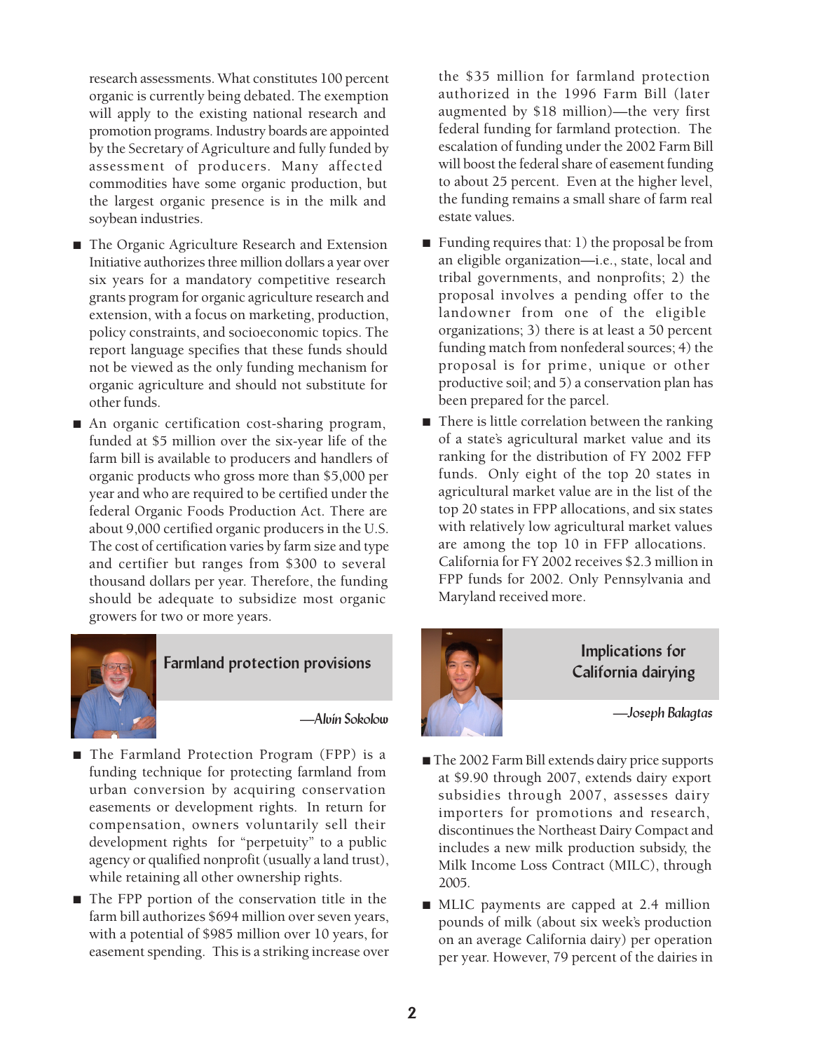research assessments. What constitutes 100 percent organic is currently being debated. The exemption will apply to the existing national research and promotion programs. Industry boards are appointed by the Secretary of Agriculture and fully funded by assessment of producers. Many affected commodities have some organic production, but the largest organic presence is in the milk and soybean industries.

- The Organic Agriculture Research and Extension Initiative authorizes three million dollars a year over six years for a mandatory competitive research grants program for organic agriculture research and extension, with a focus on marketing, production, policy constraints, and socioeconomic topics. The report language specifies that these funds should not be viewed as the only funding mechanism for organic agriculture and should not substitute for other funds.
- An organic certification cost-sharing program, funded at $5 million over the six-year life of the farm bill is available to producers and handlers of organic products who gross more than $5,000 per year and who are required to be certified under the federal Organic Foods Production Act. There are about 9,000 certified organic producers in the U.S. The cost of certification varies by farm size and type and certifier but ranges from $300 to several thousand dollars per year. Therefore, the funding should be adequate to subsidize most organic growers for two or more years.

## Farmland protection provisions

*—Alvin Sokolow*

- The Farmland Protection Program (FPP) is a funding technique for protecting farmland from urban conversion by acquiring conservation easements or development rights. In return for compensation, owners voluntarily sell their development rights for "perpetuity" to a public agency or qualified nonprofit (usually a land trust), while retaining all other ownership rights.
- The FPP portion of the conservation title in the farm bill authorizes $694 million over seven years, with a potential of $985 million over 10 years, for easement spending. This is a striking increase over the $35 million for farmland protection authorized in the 1996 Farm Bill (later augmented by $18 million)—the very first federal funding for farmland protection. The escalation of funding under the 2002 Farm Bill will boost the federal share of easement funding to about 25 percent. Even at the higher level, the funding remains a small share of farm real estate values.
- Funding requires that: 1) the proposal be from an eligible organization—i.e., state, local and tribal governments, and nonprofits; 2) the proposal involves a pending offer to the landowner from one of the eligible organizations; 3) there is at least a 50 percent funding match from nonfederal sources; 4) the proposal is for prime, unique or other productive soil; and 5) a conservation plan has been prepared for the parcel.
- There is little correlation between the ranking of a state's agricultural market value and its ranking for the distribution of FY 2002 FFP funds. Only eight of the top 20 states in agricultural market value are in the list of the top 20 states in FPP allocations, and six states with relatively low agricultural market values are among the top 10 in FFP allocations. California for FY 2002 receives $2.3 million in FPP funds for 2002. Only Pennsylvania and Maryland received more.

## Implications for California dairying

*—Joseph Balagtas*

- The 2002 Farm Bill extends dairy price supports at $9.90 through 2007, extends dairy export subsidies through 2007, assesses dairy importers for promotions and research, discontinues the Northeast Dairy Compact and includes a new milk production subsidy, the Milk Income Loss Contract (MILC), through 2005.
- MLIC payments are capped at 2.4 million pounds of milk (about six week's production on an average California dairy) per operation per year. However, 79 percent of the dairies in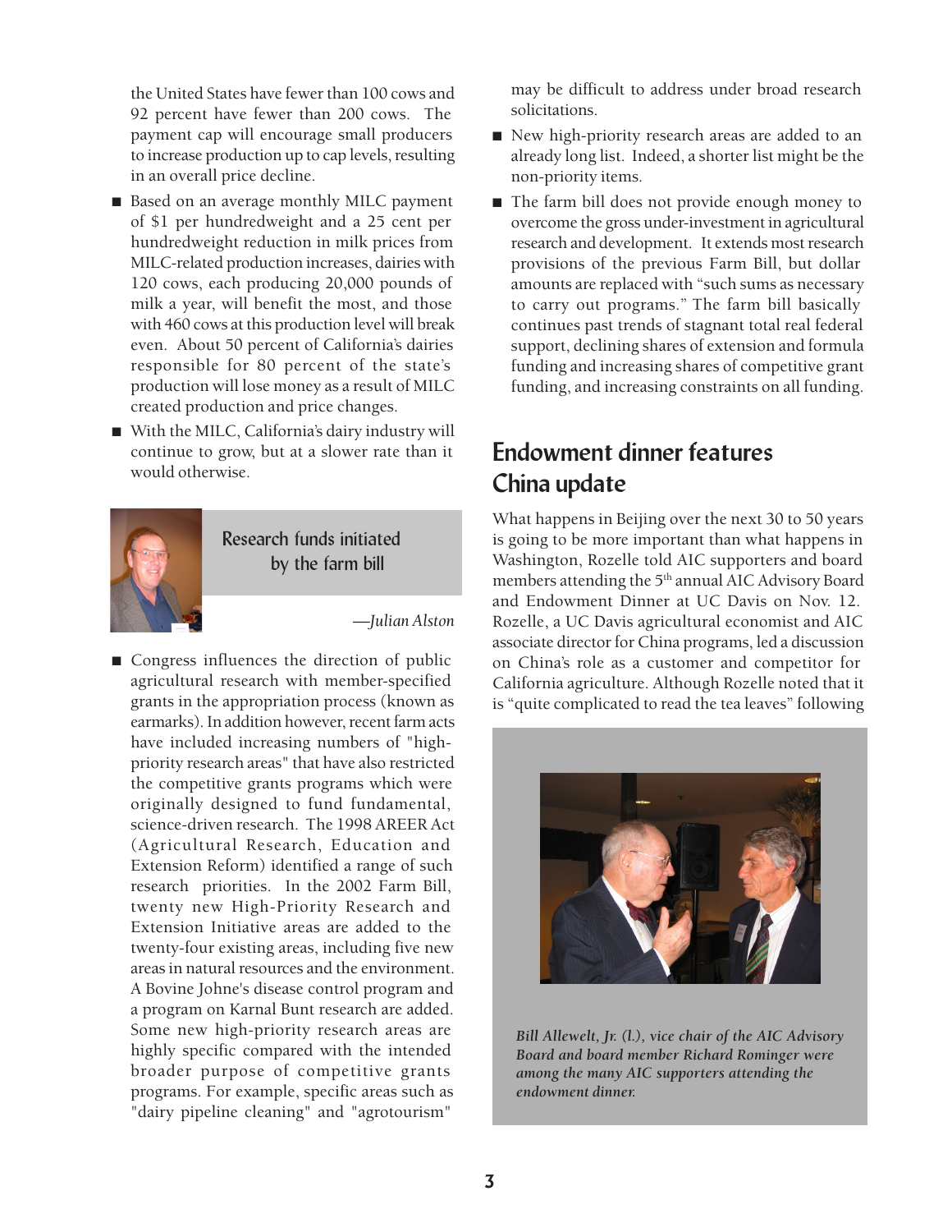the United States have fewer than 100 cows and 92 percent have fewer than 200 cows. The payment cap will encourage small producers to increase production up to cap levels, resulting in an overall price decline.

- Based on an average monthly MILC payment of $1 per hundredweight and a 25 cent per hundredweight reduction in milk prices from MILC-related production increases, dairies with 120 cows, each producing 20,000 pounds of milk a year, will benefit the most, and those with 460 cows at this production level will break even. About 50 percent of California's dairies responsible for 80 percent of the state's production will lose money as a result of MILC created production and price changes.
- With the MILC, California's dairy industry will continue to grow, but at a slower rate than it would otherwise.

## Research funds initiated by the farm bill

*—Julian Alston*

- Congress influences the direction of public agricultural research with member-specified grants in the appropriation process (known as earmarks). In addition however, recent farm acts have included increasing numbers of "high-priority research areas" that have also restricted the competitive grants programs which were originally designed to fund fundamental, science-driven research. The 1998 AREER Act (Agricultural Research, Education and Extension Reform) identified a range of such research priorities. In the 2002 Farm Bill, twenty new High-Priority Research and Extension Initiative areas are added to the twenty-four existing areas, including five new areas in natural resources and the environment. A Bovine Johne's disease control program and a program on Karnal Bunt research are added. Some new high-priority research areas are highly specific compared with the intended broader purpose of competitive grants programs. For example, specific areas such as "dairy pipeline cleaning" and "agrotourism" may be difficult to address under broad research solicitations.
- New high-priority research areas are added to an already long list. Indeed, a shorter list might be the non-priority items.
- The farm bill does not provide enough money to overcome the gross under-investment in agricultural research and development. It extends most research provisions of the previous Farm Bill, but dollar amounts are replaced with "such sums as necessary to carry out programs." The farm bill basically continues past trends of stagnant total real federal support, declining shares of extension and formula funding and increasing shares of competitive grant funding, and increasing constraints on all funding.

## Endowment dinner features China update

What happens in Beijing over the next 30 to 50 years is going to be more important than what happens in Washington, Rozelle told AIC supporters and board members attending the 5th annual AIC Advisory Board and Endowment Dinner at UC Davis on Nov. 12. Rozelle, a UC Davis agricultural economist and AIC associate director for China programs, led a discussion on China's role as a customer and competitor for California agriculture. Although Rozelle noted that it is "quite complicated to read the tea leaves" following

*Bill Allewelt, Jr. (l.), vice chair of the AIC Advisory Board and board member Richard Rominger were among the many AIC supporters attending the endowment dinner.*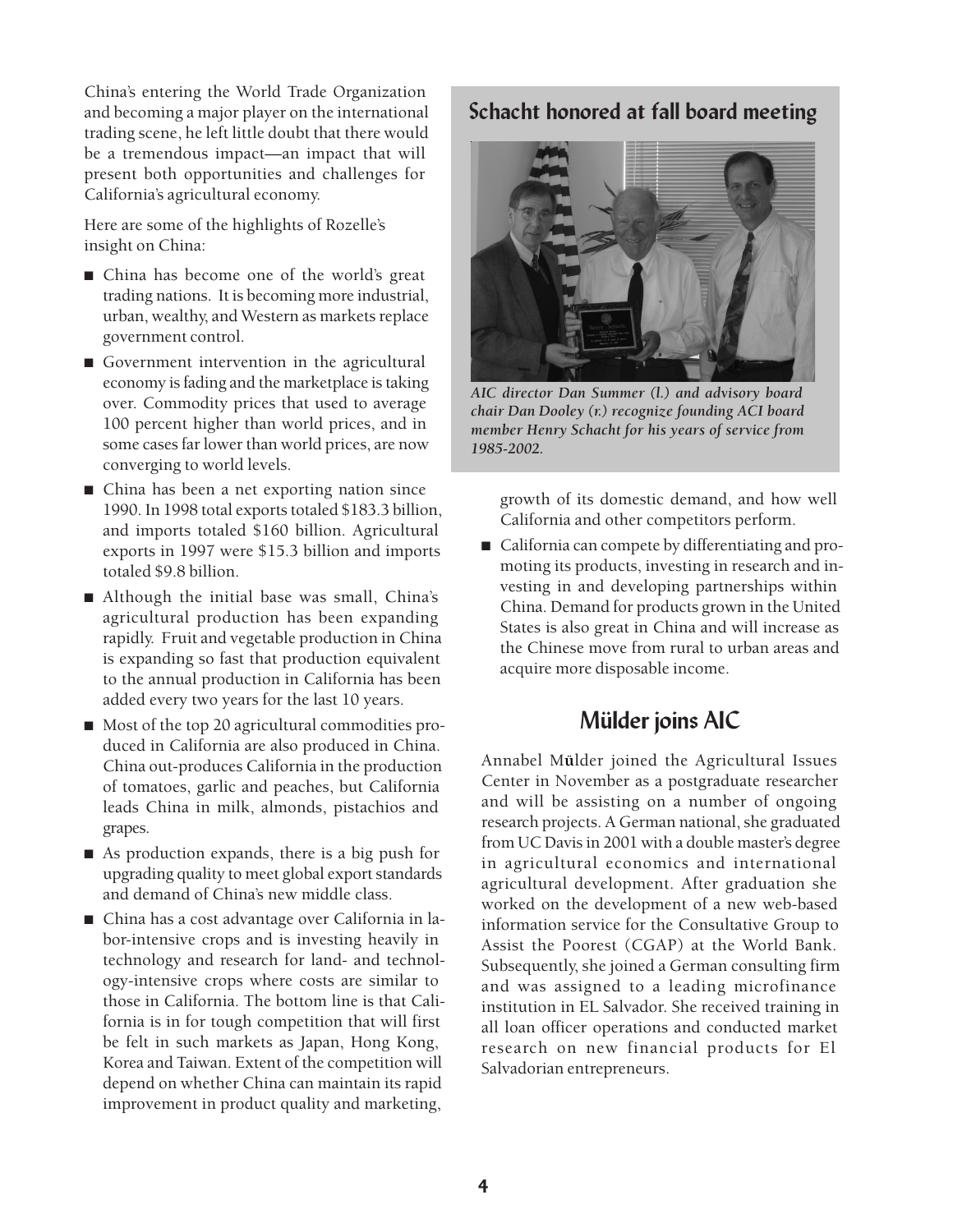China's entering the World Trade Organization and becoming a major player on the international trading scene, he left little doubt that there would be a tremendous impact—an impact that will present both opportunities and challenges for California's agricultural economy.

Here are some of the highlights of Rozelle's insight on China:

- China has become one of the world's great trading nations. It is becoming more industrial, urban, wealthy, and Western as markets replace government control.
- Government intervention in the agricultural economy is fading and the marketplace is taking over. Commodity prices that used to average 100 percent higher than world prices, and in some cases far lower than world prices, are now converging to world levels.
- China has been a net exporting nation since 1990. In 1998 total exports totaled $183.3 billion, and imports totaled $160 billion. Agricultural exports in 1997 were $15.3 billion and imports totaled $9.8 billion.
- Although the initial base was small, China's agricultural production has been expanding rapidly. Fruit and vegetable production in China is expanding so fast that production equivalent to the annual production in California has been added every two years for the last 10 years.
- Most of the top 20 agricultural commodities produced in California are also produced in China. China out-produces California in the production of tomatoes, garlic and peaches, but California leads China in milk, almonds, pistachios and grapes.
- As production expands, there is a big push for upgrading quality to meet global export standards and demand of China's new middle class.
- China has a cost advantage over California in labor-intensive crops and is investing heavily in technology and research for land- and technology-intensive crops where costs are similar to those in California. The bottom line is that California is in for tough competition that will first be felt in such markets as Japan, Hong Kong, Korea and Taiwan. Extent of the competition will depend on whether China can maintain its rapid improvement in product quality and marketing, growth of its domestic demand, and how well California and other competitors perform.
- California can compete by differentiating and promoting its products, investing in research and investing in and developing partnerships within China. Demand for products grown in the United States is also great in China and will increase as the Chinese move from rural to urban areas and acquire more disposable income.

## Schacht honored at fall board meeting

*AIC director Dan Summer (l.) and advisory board chair Dan Dooley (r.) recognize founding ACI board member Henry Schacht for his years of service from 1985-2002.*

## Mülder joins AIC

Annabel Mülder joined the Agricultural Issues Center in November as a postgraduate researcher and will be assisting on a number of ongoing research projects. A German national, she graduated from UC Davis in 2001 with a double master's degree in agricultural economics and international agricultural development. After graduation she worked on the development of a new web-based information service for the Consultative Group to Assist the Poorest (CGAP) at the World Bank. Subsequently, she joined a German consulting firm and was assigned to a leading microfinance institution in EL Salvador. She received training in all loan officer operations and conducted market research on new financial products for El Salvadorian entrepreneurs.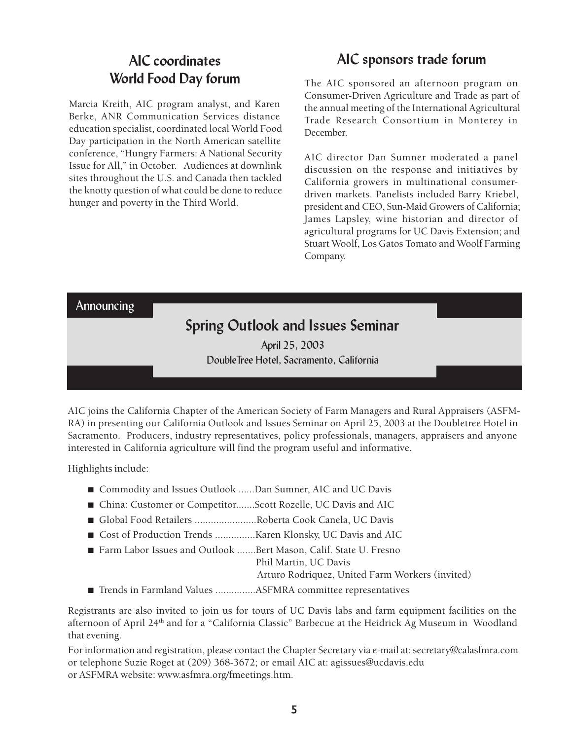## AIC coordinates World Food Day forum

Marcia Kreith, AIC program analyst, and Karen Berke, ANR Communication Services distance education specialist, coordinated local World Food Day participation in the North American satellite conference, "Hungry Farmers: A National Security Issue for All," in October. Audiences at downlink sites throughout the U.S. and Canada then tackled the knotty question of what could be done to reduce hunger and poverty in the Third World.

## AIC sponsors trade forum

The AIC sponsored an afternoon program on Consumer-Driven Agriculture and Trade as part of the annual meeting of the International Agricultural Trade Research Consortium in Monterey in December.

AIC director Dan Sumner moderated a panel discussion on the response and initiatives by California growers in multinational consumer-driven markets. Panelists included Barry Kriebel, president and CEO, Sun-Maid Growers of California; James Lapsley, wine historian and director of agricultural programs for UC Davis Extension; and Stuart Woolf, Los Gatos Tomato and Woolf Farming Company.

Announcing

## Spring Outlook and Issues Seminar

April 25, 2003

DoubleTree Hotel, Sacramento, California

AIC joins the California Chapter of the American Society of Farm Managers and Rural Appraisers (ASFM-RA) in presenting our California Outlook and Issues Seminar on April 25, 2003 at the Doubletree Hotel in Sacramento. Producers, industry representatives, policy professionals, managers, appraisers and anyone interested in California agriculture will find the program useful and informative.

Highlights include:

- Commodity and Issues Outlook ......Dan Sumner, AIC and UC Davis
- China: Customer or Competitor.......Scott Rozelle, UC Davis and AIC
- Global Food Retailers .......................Roberta Cook Canela, UC Davis
- Cost of Production Trends ...............Karen Klonsky, UC Davis and AIC
- Farm Labor Issues and Outlook .......Bert Mason, Calif. State U. Fresno
  Phil Martin, UC Davis
  Arturo Rodriquez, United Farm Workers (invited)
- Trends in Farmland Values ...............ASFMRA committee representatives

Registrants are also invited to join us for tours of UC Davis labs and farm equipment facilities on the afternoon of April 24th and for a "California Classic" Barbecue at the Heidrick Ag Museum in Woodland that evening.

For information and registration, please contact the Chapter Secretary via e-mail at: secretary@calasfmra.com or telephone Suzie Roget at (209) 368-3672; or email AIC at: agissues@ucdavis.edu or ASFMRA website: www.asfmra.org/fmeetings.htm.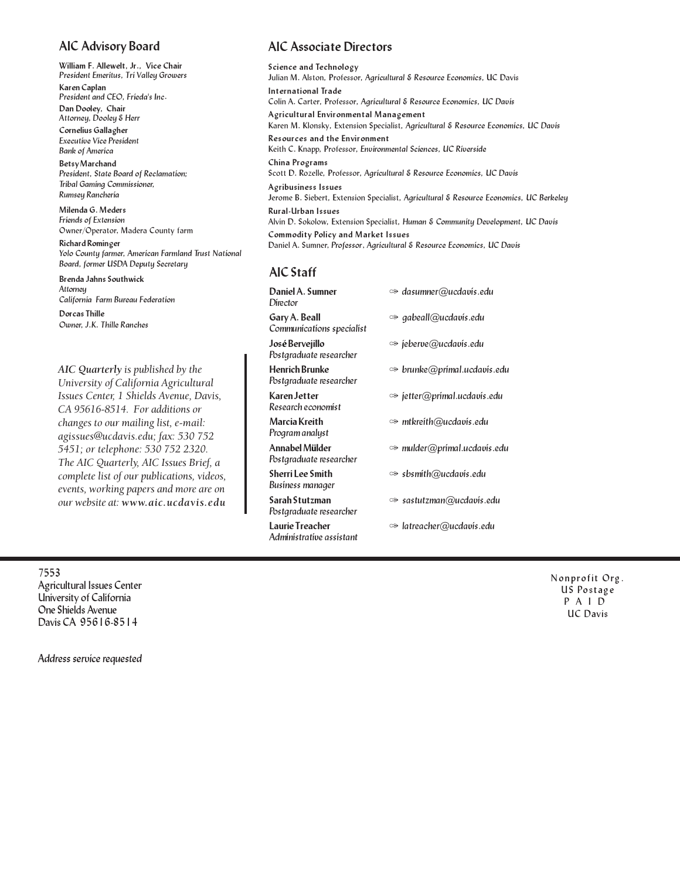## AIC Advisory Board

**William F. Allewelt, Jr., Vice Chair**
*President Emeritus, Tri Valley Growers*

**Karen Caplan**
*President and CEO, Frieda's Inc.*

**Dan Dooley, Chair**
*Attorney, Dooley & Herr*

**Cornelius Gallagher**
*Executive Vice President*
*Bank of America*

**Betsy Marchand**
*President, State Board of Reclamation;*
*Tribal Gaming Commissioner,*
*Rumsey Rancheria*

**Milenda G. Meders**
*Friends of Extension*
Owner/Operator, Madera County farm

**Richard Rominger**
*Yolo County farmer, American Farmland Trust National Board, former USDA Deputy Secretary*

**Brenda Jahns Southwick**
*Attorney*
*California Farm Bureau Federation*

**Dorcas Thille**
*Owner, J.K. Thille Ranches*

*AIC Quarterly is published by the University of California Agricultural Issues Center, 1 Shields Avenue, Davis, CA 95616-8514. For additions or changes to our mailing list, e-mail: agissues@ucdavis.edu; fax: 530 752 5451; or telephone: 530 752 2320. The AIC Quarterly, AIC Issues Brief, a complete list of our publications, videos, events, working papers and more are on our website at:* ***www.aic.ucdavis.edu***

## AIC Associate Directors

**Science and Technology**
Julian M. Alston, Professor, *Agricultural & Resource Economics*, UC Davis

**International Trade**
Colin A. Carter, Professor, *Agricultural & Resource Economics, UC Davis*

**Agricultural Environmental Management**
Karen M. Klonsky, Extension Specialist, *Agricultural & Resource Economics, UC Davis*

**Resources and the Environment**
Keith C. Knapp, Professor, *Environmental Sciences, UC Riverside*

**China Programs**
Scott D. Rozelle, Professor, *Agricultural & Resource Economics, UC Davis*

**Agribusiness Issues**
Jerome B. Siebert, Extension Specialist, *Agricultural & Resource Economics, UC Berkeley*

**Rural-Urban Issues**
Alvin D. Sokolow, Extension Specialist, *Human & Community Development, UC Davis*

**Commodity Policy and Market Issues**
Daniel A. Sumner, *Professor, Agricultural & Resource Economics, UC Davis*

## AIC Staff

**Daniel A. Sumner** — *Director* — ➾ *dasumner@ucdavis.edu*

**Gary A. Beall** — *Communications specialist* — ➾ *gabeall@ucdavis.edu*

**José Bervejillo** — *Postgraduate researcher* — ➾ *jeberve@ucdavis.edu*

**Henrich Brunke** — *Postgraduate researcher* — ➾ *brunke@primal.ucdavis.edu*

**Karen Jetter** — *Research economist* — ➾ *jetter@primal.ucdavis.edu*

**Marcia Kreith** — *Program analyst* — ➾ *mtkreith@ucdavis.edu*

**Annabel Mülder** — *Postgraduate researcher* — ➾ *mulder@primal.ucdavis.edu*

**Sherri Lee Smith** — *Business manager* — ➾ *sbsmith@ucdavis.edu*

**Sarah Stutzman** — *Postgraduate researcher* — ➾ *sastutzman@ucdavis.edu*

**Laurie Treacher** — *Administrative assistant* — ➾ *latreacher@ucdavis.edu*

---

7553
Agricultural Issues Center
University of California
One Shields Avenue
Davis CA 95616-8514

*Address service requested*

Nonprofit Org.
US Postage
PAID
UC Davis